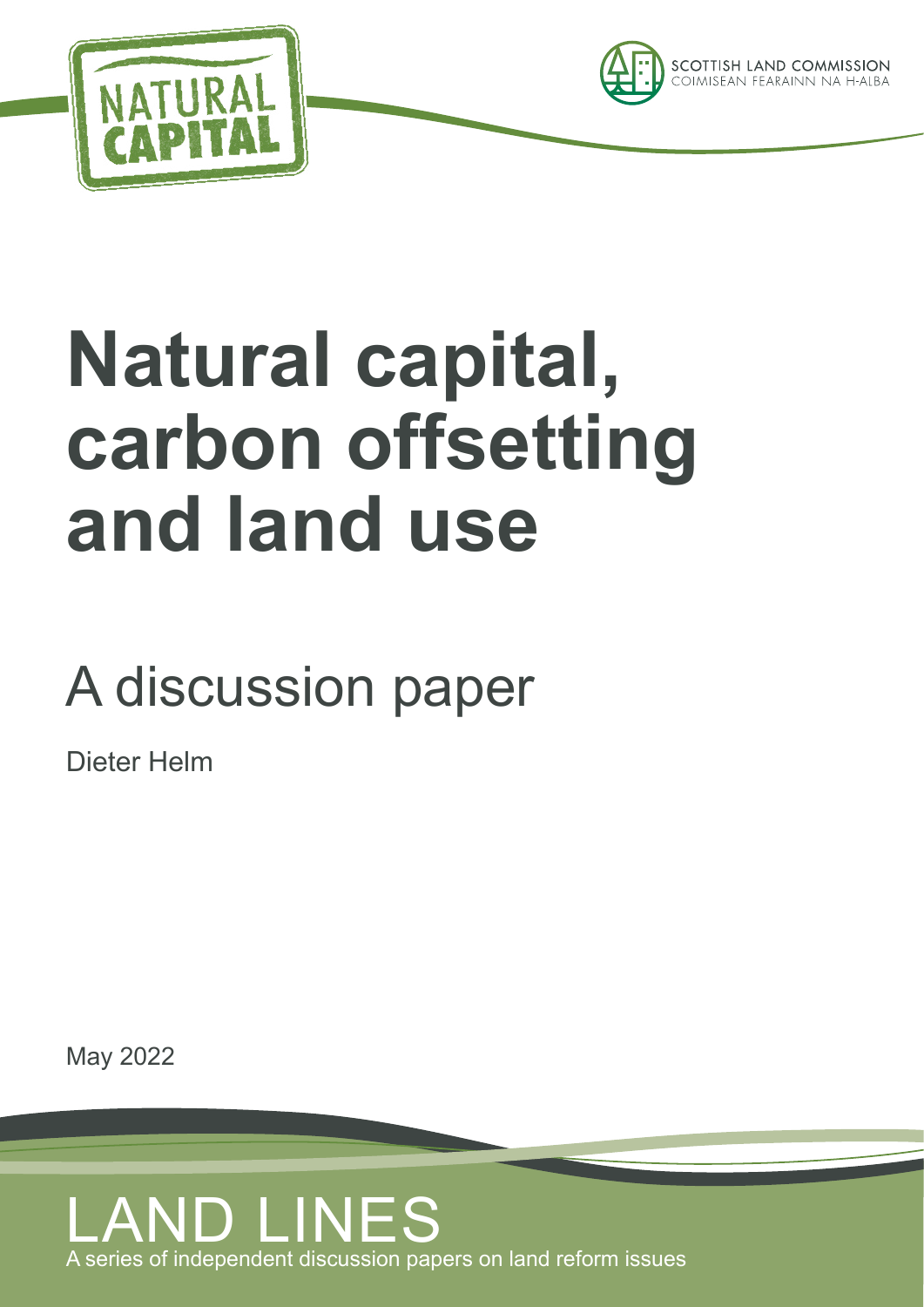NATURAL CAPITAL

SCOTTISH LAND COMMISSION
COIMISEAN FEARAINN NA H-ALBA

# Natural capital, carbon offsetting and land use

## A discussion paper

Dieter Helm

May 2022

LAND LINES
A series of independent discussion papers on land reform issues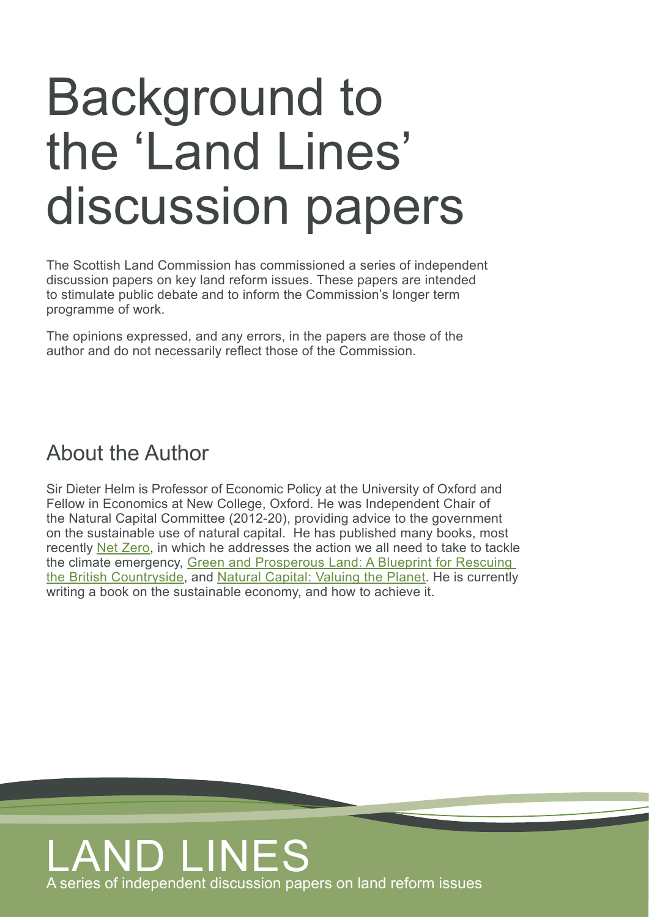# Background to the 'Land Lines' discussion papers

The Scottish Land Commission has commissioned a series of independent discussion papers on key land reform issues. These papers are intended to stimulate public debate and to inform the Commission's longer term programme of work.

The opinions expressed, and any errors, in the papers are those of the author and do not necessarily reflect those of the Commission.

## About the Author

Sir Dieter Helm is Professor of Economic Policy at the University of Oxford and Fellow in Economics at New College, Oxford. He was Independent Chair of the Natural Capital Committee (2012-20), providing advice to the government on the sustainable use of natural capital. He has published many books, most recently Net Zero, in which he addresses the action we all need to take to tackle the climate emergency, Green and Prosperous Land: A Blueprint for Rescuing the British Countryside, and Natural Capital: Valuing the Planet. He is currently writing a book on the sustainable economy, and how to achieve it.

LAND LINES

A series of independent discussion papers on land reform issues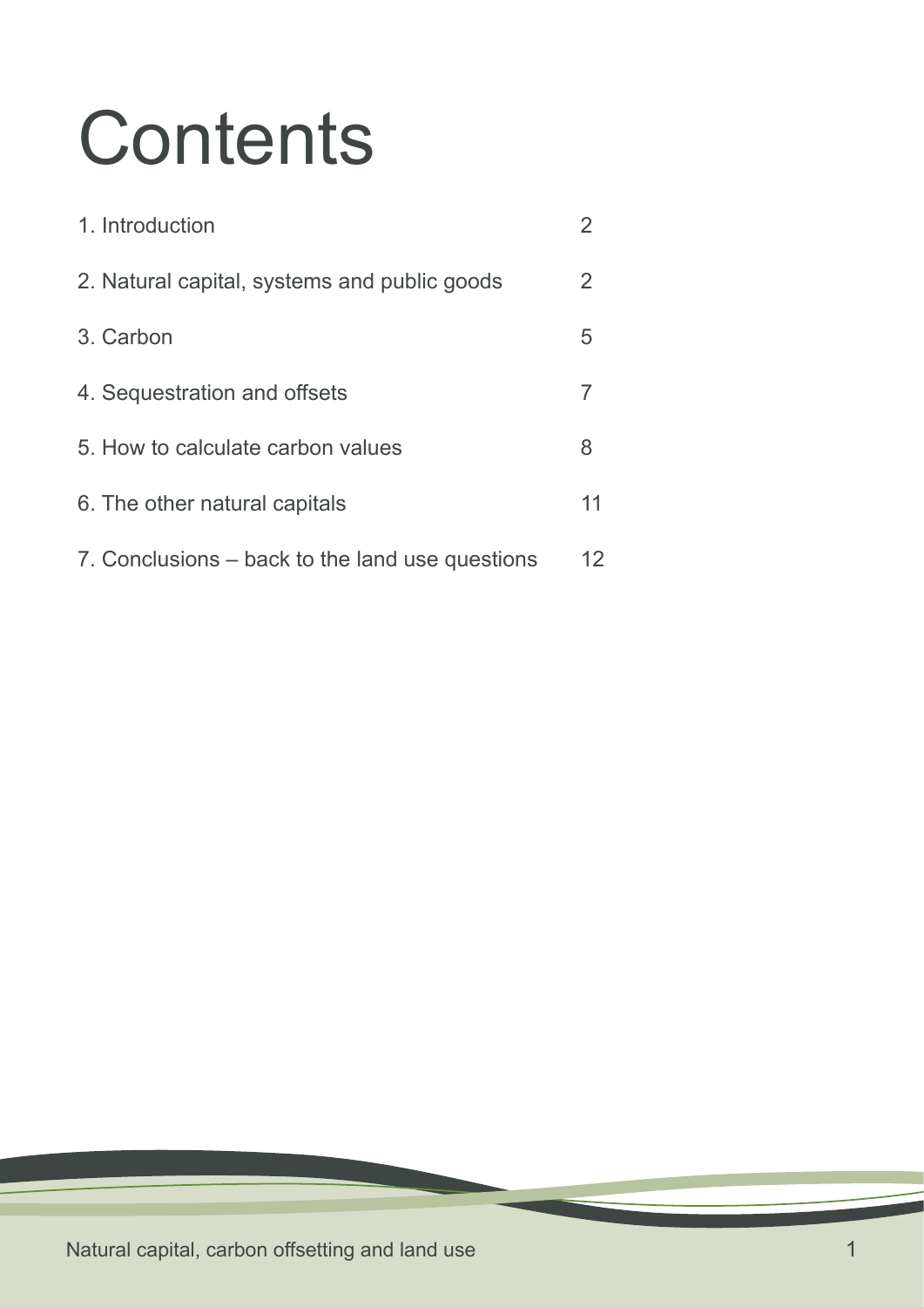# Contents

| | |
|---|---|
| 1. Introduction | 2 |
| 2. Natural capital, systems and public goods | 2 |
| 3. Carbon | 5 |
| 4. Sequestration and offsets | 7 |
| 5. How to calculate carbon values | 8 |
| 6. The other natural capitals | 11 |
| 7. Conclusions – back to the land use questions | 12 |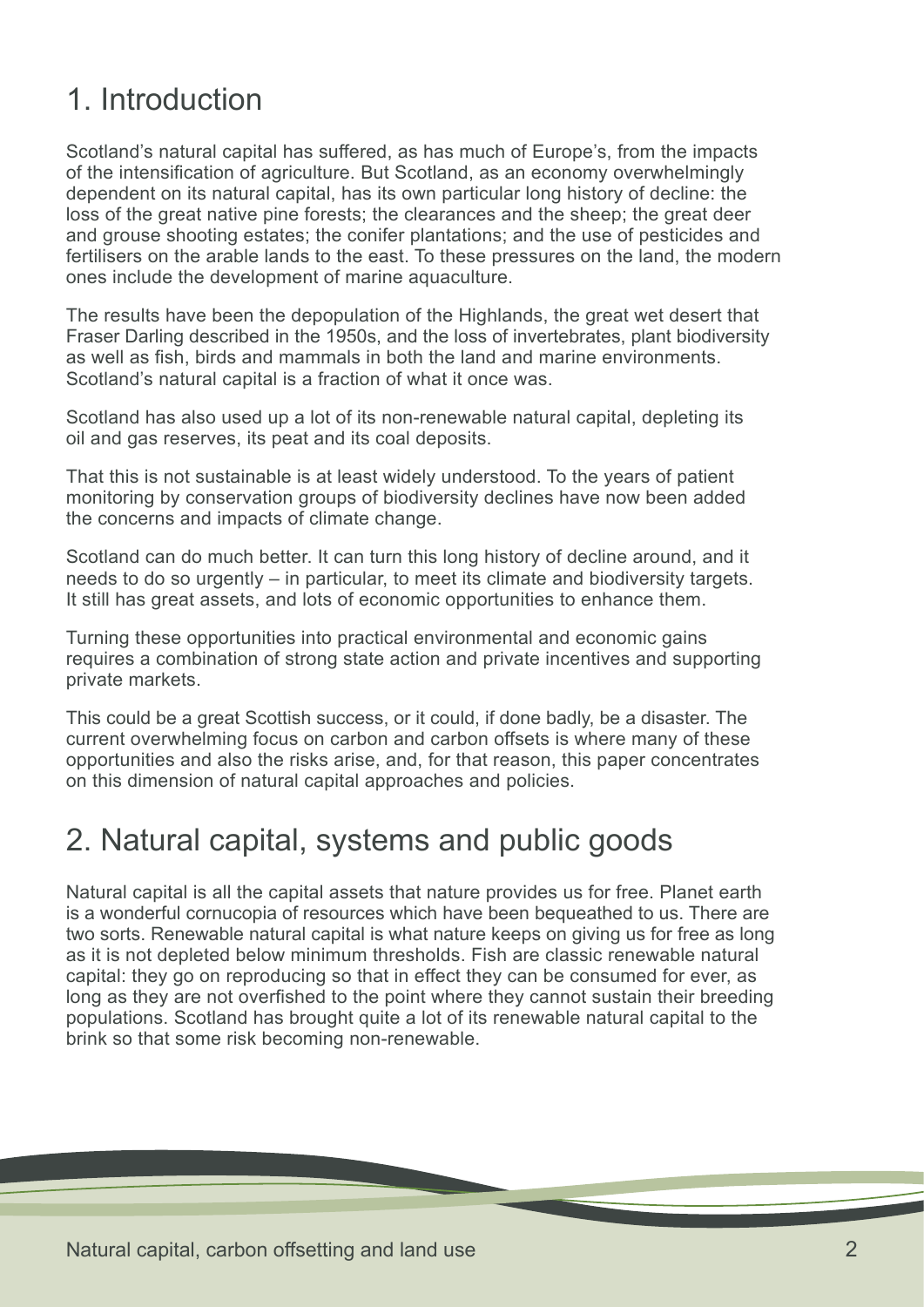## 1. Introduction

Scotland's natural capital has suffered, as has much of Europe's, from the impacts of the intensification of agriculture. But Scotland, as an economy overwhelmingly dependent on its natural capital, has its own particular long history of decline: the loss of the great native pine forests; the clearances and the sheep; the great deer and grouse shooting estates; the conifer plantations; and the use of pesticides and fertilisers on the arable lands to the east. To these pressures on the land, the modern ones include the development of marine aquaculture.

The results have been the depopulation of the Highlands, the great wet desert that Fraser Darling described in the 1950s, and the loss of invertebrates, plant biodiversity as well as fish, birds and mammals in both the land and marine environments. Scotland's natural capital is a fraction of what it once was.

Scotland has also used up a lot of its non-renewable natural capital, depleting its oil and gas reserves, its peat and its coal deposits.

That this is not sustainable is at least widely understood. To the years of patient monitoring by conservation groups of biodiversity declines have now been added the concerns and impacts of climate change.

Scotland can do much better. It can turn this long history of decline around, and it needs to do so urgently – in particular, to meet its climate and biodiversity targets. It still has great assets, and lots of economic opportunities to enhance them.

Turning these opportunities into practical environmental and economic gains requires a combination of strong state action and private incentives and supporting private markets.

This could be a great Scottish success, or it could, if done badly, be a disaster. The current overwhelming focus on carbon and carbon offsets is where many of these opportunities and also the risks arise, and, for that reason, this paper concentrates on this dimension of natural capital approaches and policies.

## 2. Natural capital, systems and public goods

Natural capital is all the capital assets that nature provides us for free. Planet earth is a wonderful cornucopia of resources which have been bequeathed to us. There are two sorts. Renewable natural capital is what nature keeps on giving us for free as long as it is not depleted below minimum thresholds. Fish are classic renewable natural capital: they go on reproducing so that in effect they can be consumed for ever, as long as they are not overfished to the point where they cannot sustain their breeding populations. Scotland has brought quite a lot of its renewable natural capital to the brink so that some risk becoming non-renewable.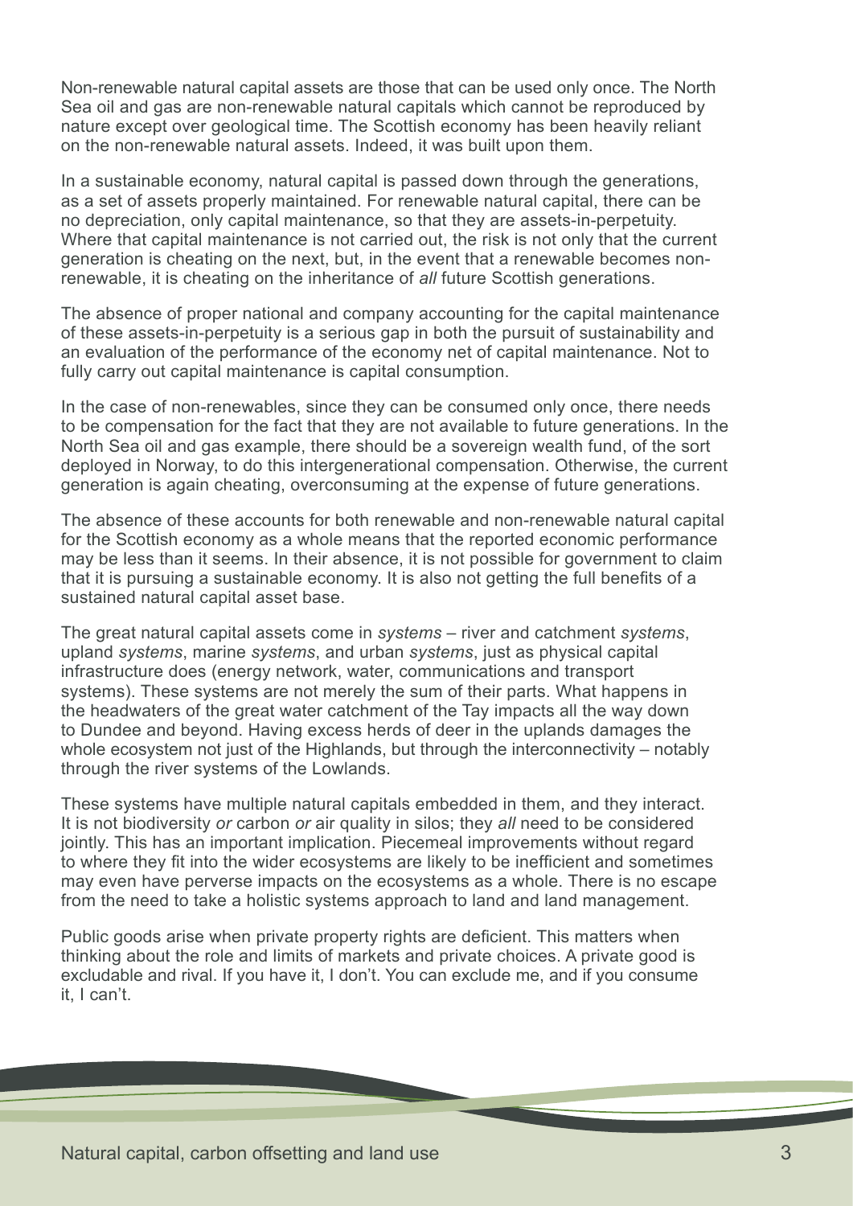Non-renewable natural capital assets are those that can be used only once. The North Sea oil and gas are non-renewable natural capitals which cannot be reproduced by nature except over geological time. The Scottish economy has been heavily reliant on the non-renewable natural assets. Indeed, it was built upon them.

In a sustainable economy, natural capital is passed down through the generations, as a set of assets properly maintained. For renewable natural capital, there can be no depreciation, only capital maintenance, so that they are assets-in-perpetuity. Where that capital maintenance is not carried out, the risk is not only that the current generation is cheating on the next, but, in the event that a renewable becomes non-renewable, it is cheating on the inheritance of *all* future Scottish generations.

The absence of proper national and company accounting for the capital maintenance of these assets-in-perpetuity is a serious gap in both the pursuit of sustainability and an evaluation of the performance of the economy net of capital maintenance. Not to fully carry out capital maintenance is capital consumption.

In the case of non-renewables, since they can be consumed only once, there needs to be compensation for the fact that they are not available to future generations. In the North Sea oil and gas example, there should be a sovereign wealth fund, of the sort deployed in Norway, to do this intergenerational compensation. Otherwise, the current generation is again cheating, overconsuming at the expense of future generations.

The absence of these accounts for both renewable and non-renewable natural capital for the Scottish economy as a whole means that the reported economic performance may be less than it seems. In their absence, it is not possible for government to claim that it is pursuing a sustainable economy. It is also not getting the full benefits of a sustained natural capital asset base.

The great natural capital assets come in *systems* – river and catchment *systems*, upland *systems*, marine *systems*, and urban *systems*, just as physical capital infrastructure does (energy network, water, communications and transport systems). These systems are not merely the sum of their parts. What happens in the headwaters of the great water catchment of the Tay impacts all the way down to Dundee and beyond. Having excess herds of deer in the uplands damages the whole ecosystem not just of the Highlands, but through the interconnectivity – notably through the river systems of the Lowlands.

These systems have multiple natural capitals embedded in them, and they interact. It is not biodiversity *or* carbon *or* air quality in silos; they *all* need to be considered jointly. This has an important implication. Piecemeal improvements without regard to where they fit into the wider ecosystems are likely to be inefficient and sometimes may even have perverse impacts on the ecosystems as a whole. There is no escape from the need to take a holistic systems approach to land and land management.

Public goods arise when private property rights are deficient. This matters when thinking about the role and limits of markets and private choices. A private good is excludable and rival. If you have it, I don't. You can exclude me, and if you consume it, I can't.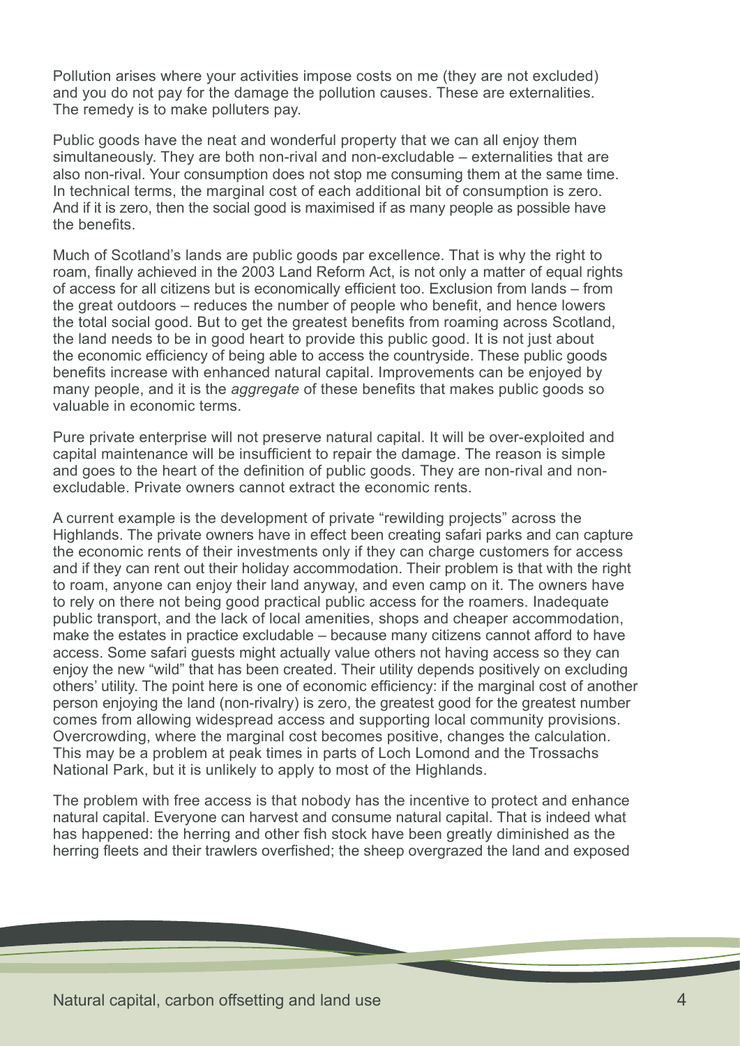Pollution arises where your activities impose costs on me (they are not excluded) and you do not pay for the damage the pollution causes. These are externalities. The remedy is to make polluters pay.

Public goods have the neat and wonderful property that we can all enjoy them simultaneously. They are both non-rival and non-excludable – externalities that are also non-rival. Your consumption does not stop me consuming them at the same time. In technical terms, the marginal cost of each additional bit of consumption is zero. And if it is zero, then the social good is maximised if as many people as possible have the benefits.

Much of Scotland's lands are public goods par excellence. That is why the right to roam, finally achieved in the 2003 Land Reform Act, is not only a matter of equal rights of access for all citizens but is economically efficient too. Exclusion from lands – from the great outdoors – reduces the number of people who benefit, and hence lowers the total social good. But to get the greatest benefits from roaming across Scotland, the land needs to be in good heart to provide this public good. It is not just about the economic efficiency of being able to access the countryside. These public goods benefits increase with enhanced natural capital. Improvements can be enjoyed by many people, and it is the *aggregate* of these benefits that makes public goods so valuable in economic terms.

Pure private enterprise will not preserve natural capital. It will be over-exploited and capital maintenance will be insufficient to repair the damage. The reason is simple and goes to the heart of the definition of public goods. They are non-rival and non-excludable. Private owners cannot extract the economic rents.

A current example is the development of private "rewilding projects" across the Highlands. The private owners have in effect been creating safari parks and can capture the economic rents of their investments only if they can charge customers for access and if they can rent out their holiday accommodation. Their problem is that with the right to roam, anyone can enjoy their land anyway, and even camp on it. The owners have to rely on there not being good practical public access for the roamers. Inadequate public transport, and the lack of local amenities, shops and cheaper accommodation, make the estates in practice excludable – because many citizens cannot afford to have access. Some safari guests might actually value others not having access so they can enjoy the new "wild" that has been created. Their utility depends positively on excluding others' utility. The point here is one of economic efficiency: if the marginal cost of another person enjoying the land (non-rivalry) is zero, the greatest good for the greatest number comes from allowing widespread access and supporting local community provisions. Overcrowding, where the marginal cost becomes positive, changes the calculation. This may be a problem at peak times in parts of Loch Lomond and the Trossachs National Park, but it is unlikely to apply to most of the Highlands.

The problem with free access is that nobody has the incentive to protect and enhance natural capital. Everyone can harvest and consume natural capital. That is indeed what has happened: the herring and other fish stock have been greatly diminished as the herring fleets and their trawlers overfished; the sheep overgrazed the land and exposed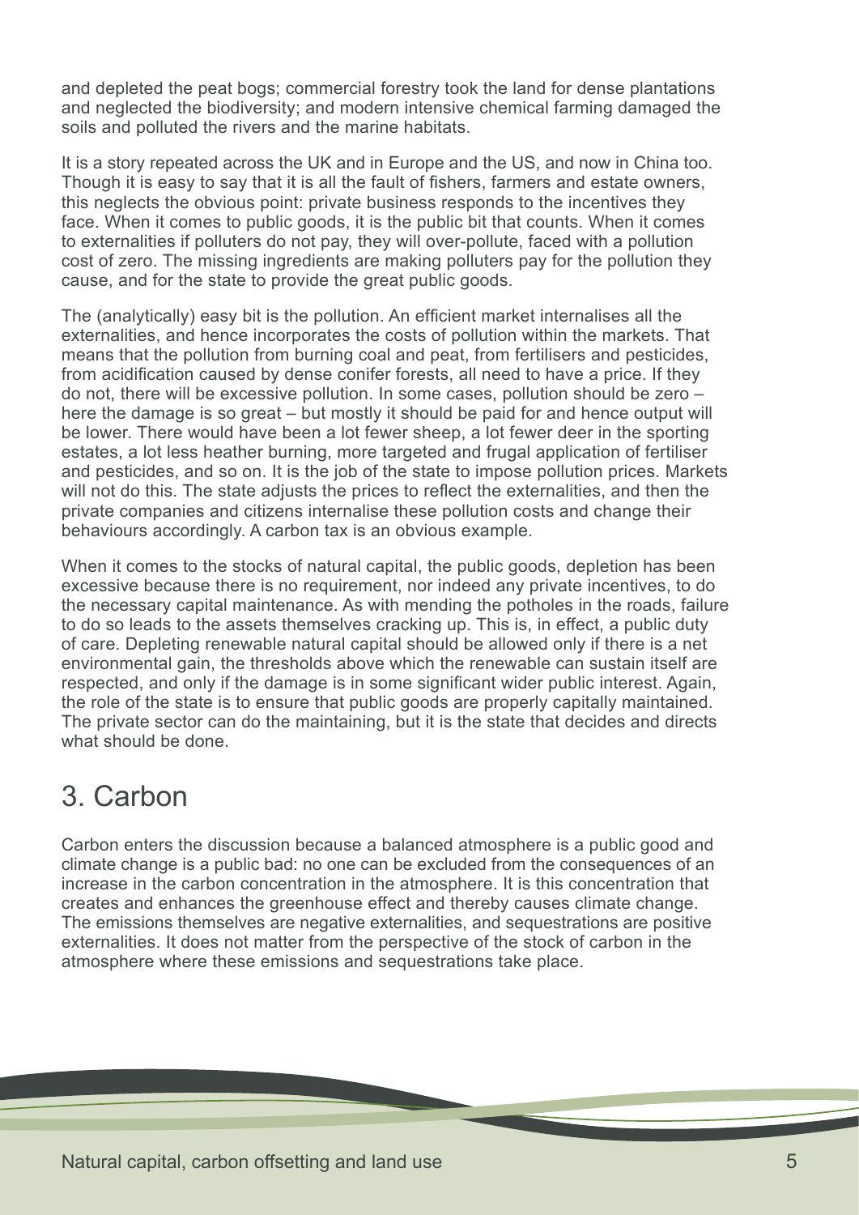and depleted the peat bogs; commercial forestry took the land for dense plantations and neglected the biodiversity; and modern intensive chemical farming damaged the soils and polluted the rivers and the marine habitats.

It is a story repeated across the UK and in Europe and the US, and now in China too. Though it is easy to say that it is all the fault of fishers, farmers and estate owners, this neglects the obvious point: private business responds to the incentives they face. When it comes to public goods, it is the public bit that counts. When it comes to externalities if polluters do not pay, they will over-pollute, faced with a pollution cost of zero. The missing ingredients are making polluters pay for the pollution they cause, and for the state to provide the great public goods.

The (analytically) easy bit is the pollution. An efficient market internalises all the externalities, and hence incorporates the costs of pollution within the markets. That means that the pollution from burning coal and peat, from fertilisers and pesticides, from acidification caused by dense conifer forests, all need to have a price. If they do not, there will be excessive pollution. In some cases, pollution should be zero – here the damage is so great – but mostly it should be paid for and hence output will be lower. There would have been a lot fewer sheep, a lot fewer deer in the sporting estates, a lot less heather burning, more targeted and frugal application of fertiliser and pesticides, and so on. It is the job of the state to impose pollution prices. Markets will not do this. The state adjusts the prices to reflect the externalities, and then the private companies and citizens internalise these pollution costs and change their behaviours accordingly. A carbon tax is an obvious example.

When it comes to the stocks of natural capital, the public goods, depletion has been excessive because there is no requirement, nor indeed any private incentives, to do the necessary capital maintenance. As with mending the potholes in the roads, failure to do so leads to the assets themselves cracking up. This is, in effect, a public duty of care. Depleting renewable natural capital should be allowed only if there is a net environmental gain, the thresholds above which the renewable can sustain itself are respected, and only if the damage is in some significant wider public interest. Again, the role of the state is to ensure that public goods are properly capitally maintained. The private sector can do the maintaining, but it is the state that decides and directs what should be done.

## 3. Carbon

Carbon enters the discussion because a balanced atmosphere is a public good and climate change is a public bad: no one can be excluded from the consequences of an increase in the carbon concentration in the atmosphere. It is this concentration that creates and enhances the greenhouse effect and thereby causes climate change. The emissions themselves are negative externalities, and sequestrations are positive externalities. It does not matter from the perspective of the stock of carbon in the atmosphere where these emissions and sequestrations take place.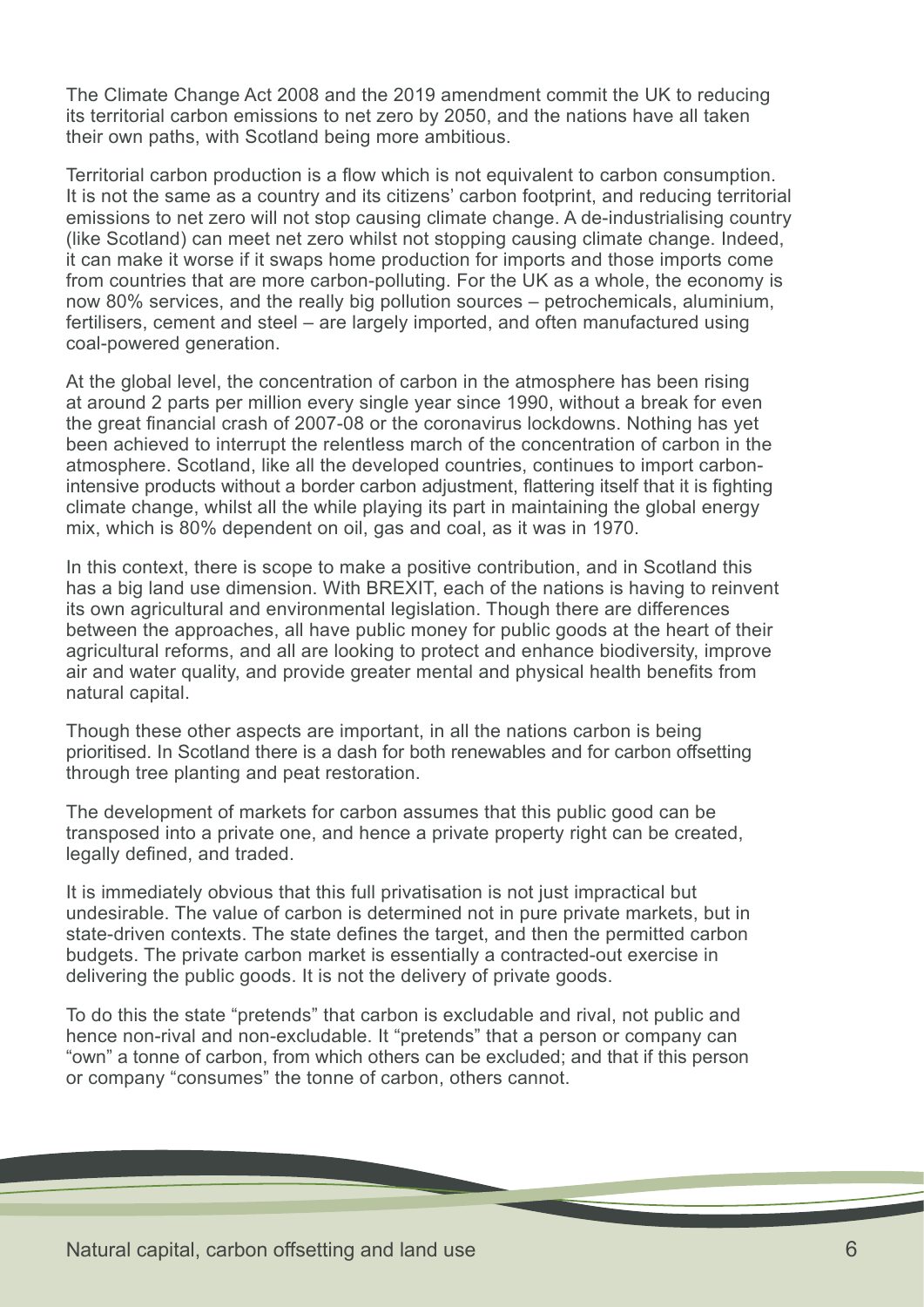The Climate Change Act 2008 and the 2019 amendment commit the UK to reducing its territorial carbon emissions to net zero by 2050, and the nations have all taken their own paths, with Scotland being more ambitious.

Territorial carbon production is a flow which is not equivalent to carbon consumption. It is not the same as a country and its citizens' carbon footprint, and reducing territorial emissions to net zero will not stop causing climate change. A de-industrialising country (like Scotland) can meet net zero whilst not stopping causing climate change. Indeed, it can make it worse if it swaps home production for imports and those imports come from countries that are more carbon-polluting. For the UK as a whole, the economy is now 80% services, and the really big pollution sources – petrochemicals, aluminium, fertilisers, cement and steel – are largely imported, and often manufactured using coal-powered generation.

At the global level, the concentration of carbon in the atmosphere has been rising at around 2 parts per million every single year since 1990, without a break for even the great financial crash of 2007-08 or the coronavirus lockdowns. Nothing has yet been achieved to interrupt the relentless march of the concentration of carbon in the atmosphere. Scotland, like all the developed countries, continues to import carbon-intensive products without a border carbon adjustment, flattering itself that it is fighting climate change, whilst all the while playing its part in maintaining the global energy mix, which is 80% dependent on oil, gas and coal, as it was in 1970.

In this context, there is scope to make a positive contribution, and in Scotland this has a big land use dimension. With BREXIT, each of the nations is having to reinvent its own agricultural and environmental legislation. Though there are differences between the approaches, all have public money for public goods at the heart of their agricultural reforms, and all are looking to protect and enhance biodiversity, improve air and water quality, and provide greater mental and physical health benefits from natural capital.

Though these other aspects are important, in all the nations carbon is being prioritised. In Scotland there is a dash for both renewables and for carbon offsetting through tree planting and peat restoration.

The development of markets for carbon assumes that this public good can be transposed into a private one, and hence a private property right can be created, legally defined, and traded.

It is immediately obvious that this full privatisation is not just impractical but undesirable. The value of carbon is determined not in pure private markets, but in state-driven contexts. The state defines the target, and then the permitted carbon budgets. The private carbon market is essentially a contracted-out exercise in delivering the public goods. It is not the delivery of private goods.

To do this the state "pretends" that carbon is excludable and rival, not public and hence non-rival and non-excludable. It "pretends" that a person or company can "own" a tonne of carbon, from which others can be excluded; and that if this person or company "consumes" the tonne of carbon, others cannot.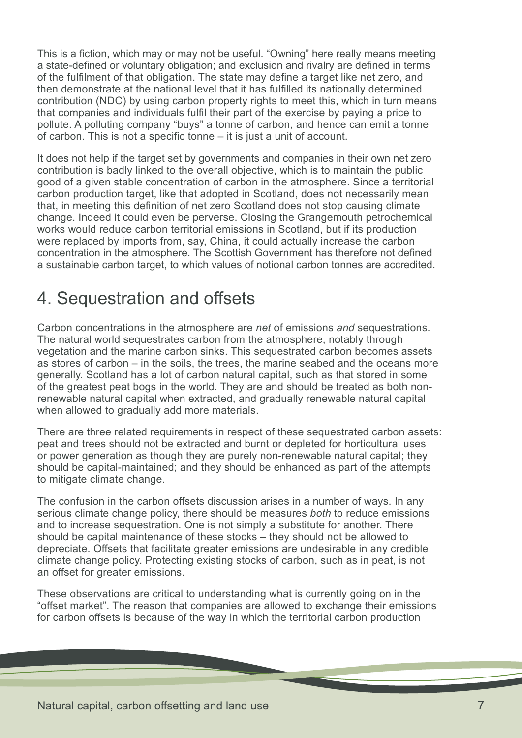This is a fiction, which may or may not be useful. "Owning" here really means meeting a state-defined or voluntary obligation; and exclusion and rivalry are defined in terms of the fulfilment of that obligation. The state may define a target like net zero, and then demonstrate at the national level that it has fulfilled its nationally determined contribution (NDC) by using carbon property rights to meet this, which in turn means that companies and individuals fulfil their part of the exercise by paying a price to pollute. A polluting company "buys" a tonne of carbon, and hence can emit a tonne of carbon. This is not a specific tonne – it is just a unit of account.

It does not help if the target set by governments and companies in their own net zero contribution is badly linked to the overall objective, which is to maintain the public good of a given stable concentration of carbon in the atmosphere. Since a territorial carbon production target, like that adopted in Scotland, does not necessarily mean that, in meeting this definition of net zero Scotland does not stop causing climate change. Indeed it could even be perverse. Closing the Grangemouth petrochemical works would reduce carbon territorial emissions in Scotland, but if its production were replaced by imports from, say, China, it could actually increase the carbon concentration in the atmosphere. The Scottish Government has therefore not defined a sustainable carbon target, to which values of notional carbon tonnes are accredited.

## 4. Sequestration and offsets

Carbon concentrations in the atmosphere are *net* of emissions *and* sequestrations. The natural world sequestrates carbon from the atmosphere, notably through vegetation and the marine carbon sinks. This sequestrated carbon becomes assets as stores of carbon – in the soils, the trees, the marine seabed and the oceans more generally. Scotland has a lot of carbon natural capital, such as that stored in some of the greatest peat bogs in the world. They are and should be treated as both non-renewable natural capital when extracted, and gradually renewable natural capital when allowed to gradually add more materials.

There are three related requirements in respect of these sequestrated carbon assets: peat and trees should not be extracted and burnt or depleted for horticultural uses or power generation as though they are purely non-renewable natural capital; they should be capital-maintained; and they should be enhanced as part of the attempts to mitigate climate change.

The confusion in the carbon offsets discussion arises in a number of ways. In any serious climate change policy, there should be measures *both* to reduce emissions and to increase sequestration. One is not simply a substitute for another. There should be capital maintenance of these stocks – they should not be allowed to depreciate. Offsets that facilitate greater emissions are undesirable in any credible climate change policy. Protecting existing stocks of carbon, such as in peat, is not an offset for greater emissions.

These observations are critical to understanding what is currently going on in the "offset market". The reason that companies are allowed to exchange their emissions for carbon offsets is because of the way in which the territorial carbon production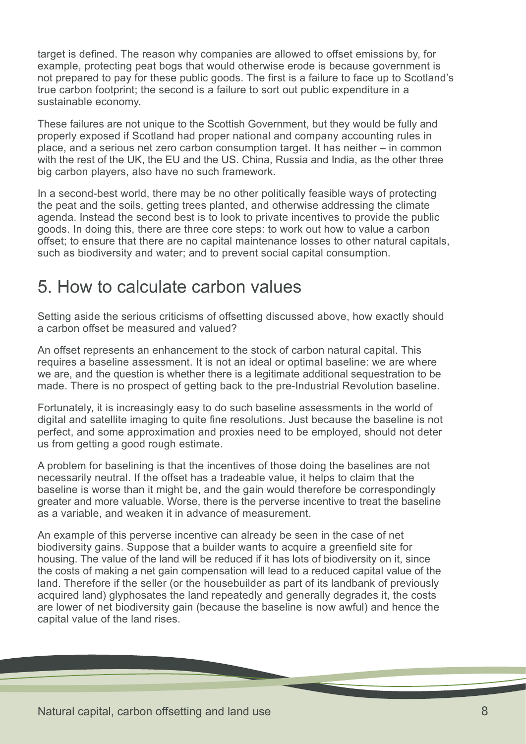target is defined. The reason why companies are allowed to offset emissions by, for example, protecting peat bogs that would otherwise erode is because government is not prepared to pay for these public goods. The first is a failure to face up to Scotland's true carbon footprint; the second is a failure to sort out public expenditure in a sustainable economy.

These failures are not unique to the Scottish Government, but they would be fully and properly exposed if Scotland had proper national and company accounting rules in place, and a serious net zero carbon consumption target. It has neither – in common with the rest of the UK, the EU and the US. China, Russia and India, as the other three big carbon players, also have no such framework.

In a second-best world, there may be no other politically feasible ways of protecting the peat and the soils, getting trees planted, and otherwise addressing the climate agenda. Instead the second best is to look to private incentives to provide the public goods. In doing this, there are three core steps: to work out how to value a carbon offset; to ensure that there are no capital maintenance losses to other natural capitals, such as biodiversity and water; and to prevent social capital consumption.

# 5. How to calculate carbon values

Setting aside the serious criticisms of offsetting discussed above, how exactly should a carbon offset be measured and valued?

An offset represents an enhancement to the stock of carbon natural capital. This requires a baseline assessment. It is not an ideal or optimal baseline: we are where we are, and the question is whether there is a legitimate additional sequestration to be made. There is no prospect of getting back to the pre-Industrial Revolution baseline.

Fortunately, it is increasingly easy to do such baseline assessments in the world of digital and satellite imaging to quite fine resolutions. Just because the baseline is not perfect, and some approximation and proxies need to be employed, should not deter us from getting a good rough estimate.

A problem for baselining is that the incentives of those doing the baselines are not necessarily neutral. If the offset has a tradeable value, it helps to claim that the baseline is worse than it might be, and the gain would therefore be correspondingly greater and more valuable. Worse, there is the perverse incentive to treat the baseline as a variable, and weaken it in advance of measurement.

An example of this perverse incentive can already be seen in the case of net biodiversity gains. Suppose that a builder wants to acquire a greenfield site for housing. The value of the land will be reduced if it has lots of biodiversity on it, since the costs of making a net gain compensation will lead to a reduced capital value of the land. Therefore if the seller (or the housebuilder as part of its landbank of previously acquired land) glyphosates the land repeatedly and generally degrades it, the costs are lower of net biodiversity gain (because the baseline is now awful) and hence the capital value of the land rises.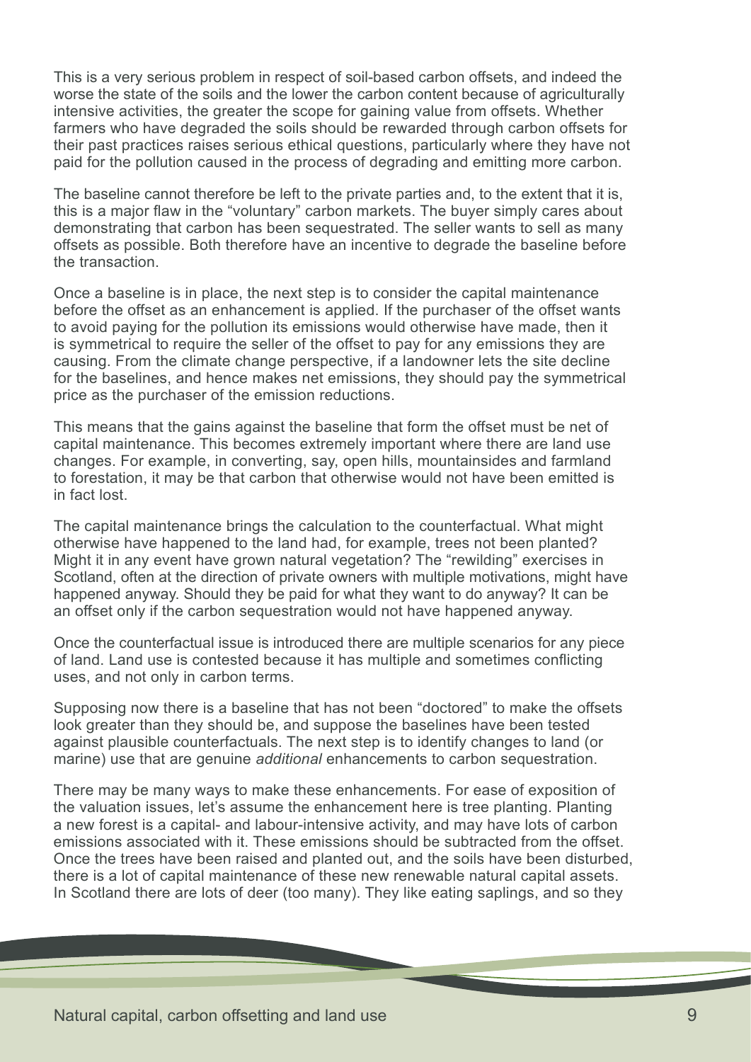This is a very serious problem in respect of soil-based carbon offsets, and indeed the worse the state of the soils and the lower the carbon content because of agriculturally intensive activities, the greater the scope for gaining value from offsets. Whether farmers who have degraded the soils should be rewarded through carbon offsets for their past practices raises serious ethical questions, particularly where they have not paid for the pollution caused in the process of degrading and emitting more carbon.

The baseline cannot therefore be left to the private parties and, to the extent that it is, this is a major flaw in the "voluntary" carbon markets. The buyer simply cares about demonstrating that carbon has been sequestrated. The seller wants to sell as many offsets as possible. Both therefore have an incentive to degrade the baseline before the transaction.

Once a baseline is in place, the next step is to consider the capital maintenance before the offset as an enhancement is applied. If the purchaser of the offset wants to avoid paying for the pollution its emissions would otherwise have made, then it is symmetrical to require the seller of the offset to pay for any emissions they are causing. From the climate change perspective, if a landowner lets the site decline for the baselines, and hence makes net emissions, they should pay the symmetrical price as the purchaser of the emission reductions.

This means that the gains against the baseline that form the offset must be net of capital maintenance. This becomes extremely important where there are land use changes. For example, in converting, say, open hills, mountainsides and farmland to forestation, it may be that carbon that otherwise would not have been emitted is in fact lost.

The capital maintenance brings the calculation to the counterfactual. What might otherwise have happened to the land had, for example, trees not been planted? Might it in any event have grown natural vegetation? The "rewilding" exercises in Scotland, often at the direction of private owners with multiple motivations, might have happened anyway. Should they be paid for what they want to do anyway? It can be an offset only if the carbon sequestration would not have happened anyway.

Once the counterfactual issue is introduced there are multiple scenarios for any piece of land. Land use is contested because it has multiple and sometimes conflicting uses, and not only in carbon terms.

Supposing now there is a baseline that has not been "doctored" to make the offsets look greater than they should be, and suppose the baselines have been tested against plausible counterfactuals. The next step is to identify changes to land (or marine) use that are genuine *additional* enhancements to carbon sequestration.

There may be many ways to make these enhancements. For ease of exposition of the valuation issues, let's assume the enhancement here is tree planting. Planting a new forest is a capital- and labour-intensive activity, and may have lots of carbon emissions associated with it. These emissions should be subtracted from the offset. Once the trees have been raised and planted out, and the soils have been disturbed, there is a lot of capital maintenance of these new renewable natural capital assets. In Scotland there are lots of deer (too many). They like eating saplings, and so they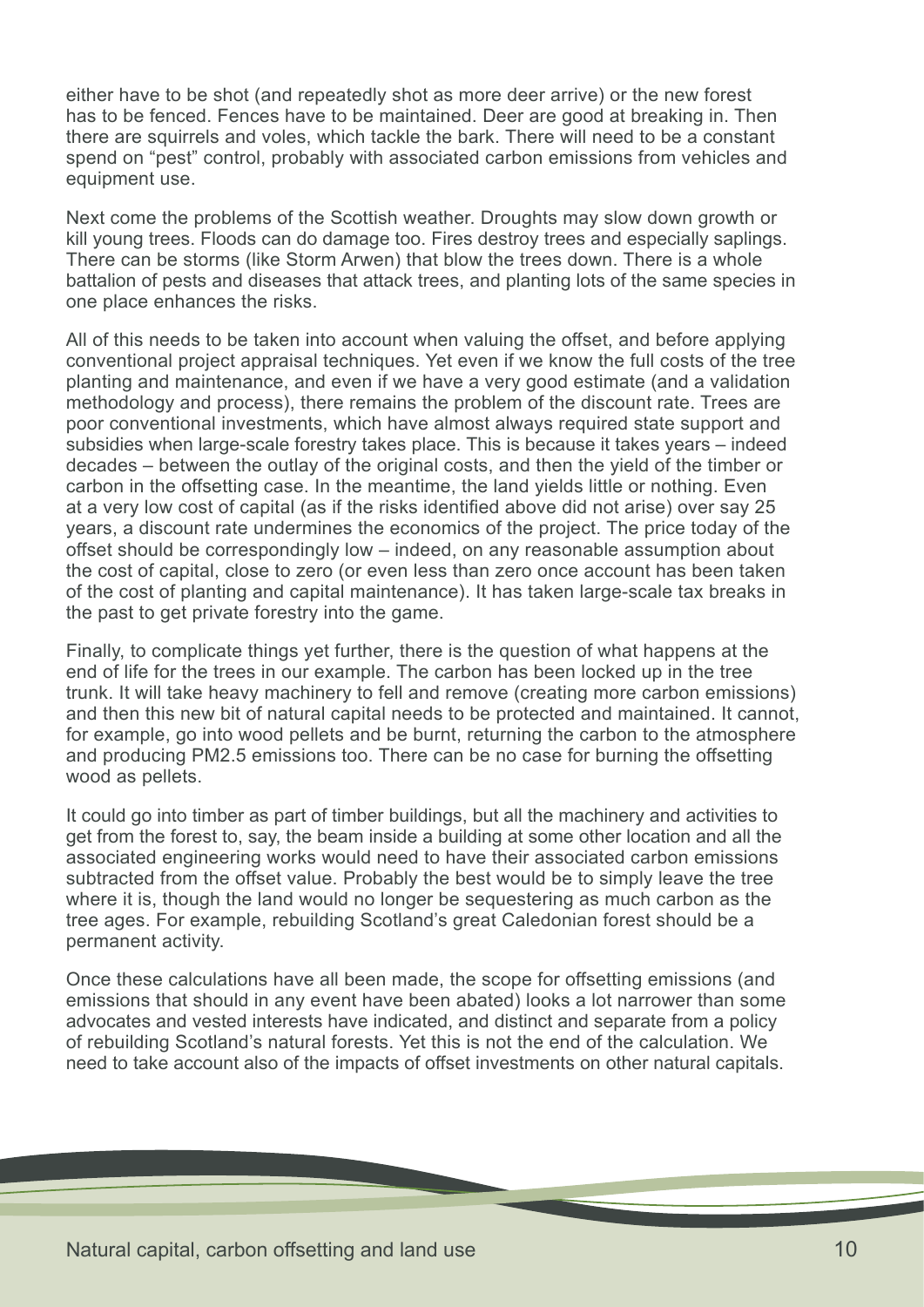either have to be shot (and repeatedly shot as more deer arrive) or the new forest has to be fenced. Fences have to be maintained. Deer are good at breaking in. Then there are squirrels and voles, which tackle the bark. There will need to be a constant spend on "pest" control, probably with associated carbon emissions from vehicles and equipment use.

Next come the problems of the Scottish weather. Droughts may slow down growth or kill young trees. Floods can do damage too. Fires destroy trees and especially saplings. There can be storms (like Storm Arwen) that blow the trees down. There is a whole battalion of pests and diseases that attack trees, and planting lots of the same species in one place enhances the risks.

All of this needs to be taken into account when valuing the offset, and before applying conventional project appraisal techniques. Yet even if we know the full costs of the tree planting and maintenance, and even if we have a very good estimate (and a validation methodology and process), there remains the problem of the discount rate. Trees are poor conventional investments, which have almost always required state support and subsidies when large-scale forestry takes place. This is because it takes years – indeed decades – between the outlay of the original costs, and then the yield of the timber or carbon in the offsetting case. In the meantime, the land yields little or nothing. Even at a very low cost of capital (as if the risks identified above did not arise) over say 25 years, a discount rate undermines the economics of the project. The price today of the offset should be correspondingly low – indeed, on any reasonable assumption about the cost of capital, close to zero (or even less than zero once account has been taken of the cost of planting and capital maintenance). It has taken large-scale tax breaks in the past to get private forestry into the game.

Finally, to complicate things yet further, there is the question of what happens at the end of life for the trees in our example. The carbon has been locked up in the tree trunk. It will take heavy machinery to fell and remove (creating more carbon emissions) and then this new bit of natural capital needs to be protected and maintained. It cannot, for example, go into wood pellets and be burnt, returning the carbon to the atmosphere and producing PM2.5 emissions too. There can be no case for burning the offsetting wood as pellets.

It could go into timber as part of timber buildings, but all the machinery and activities to get from the forest to, say, the beam inside a building at some other location and all the associated engineering works would need to have their associated carbon emissions subtracted from the offset value. Probably the best would be to simply leave the tree where it is, though the land would no longer be sequestering as much carbon as the tree ages. For example, rebuilding Scotland's great Caledonian forest should be a permanent activity.

Once these calculations have all been made, the scope for offsetting emissions (and emissions that should in any event have been abated) looks a lot narrower than some advocates and vested interests have indicated, and distinct and separate from a policy of rebuilding Scotland's natural forests. Yet this is not the end of the calculation. We need to take account also of the impacts of offset investments on other natural capitals.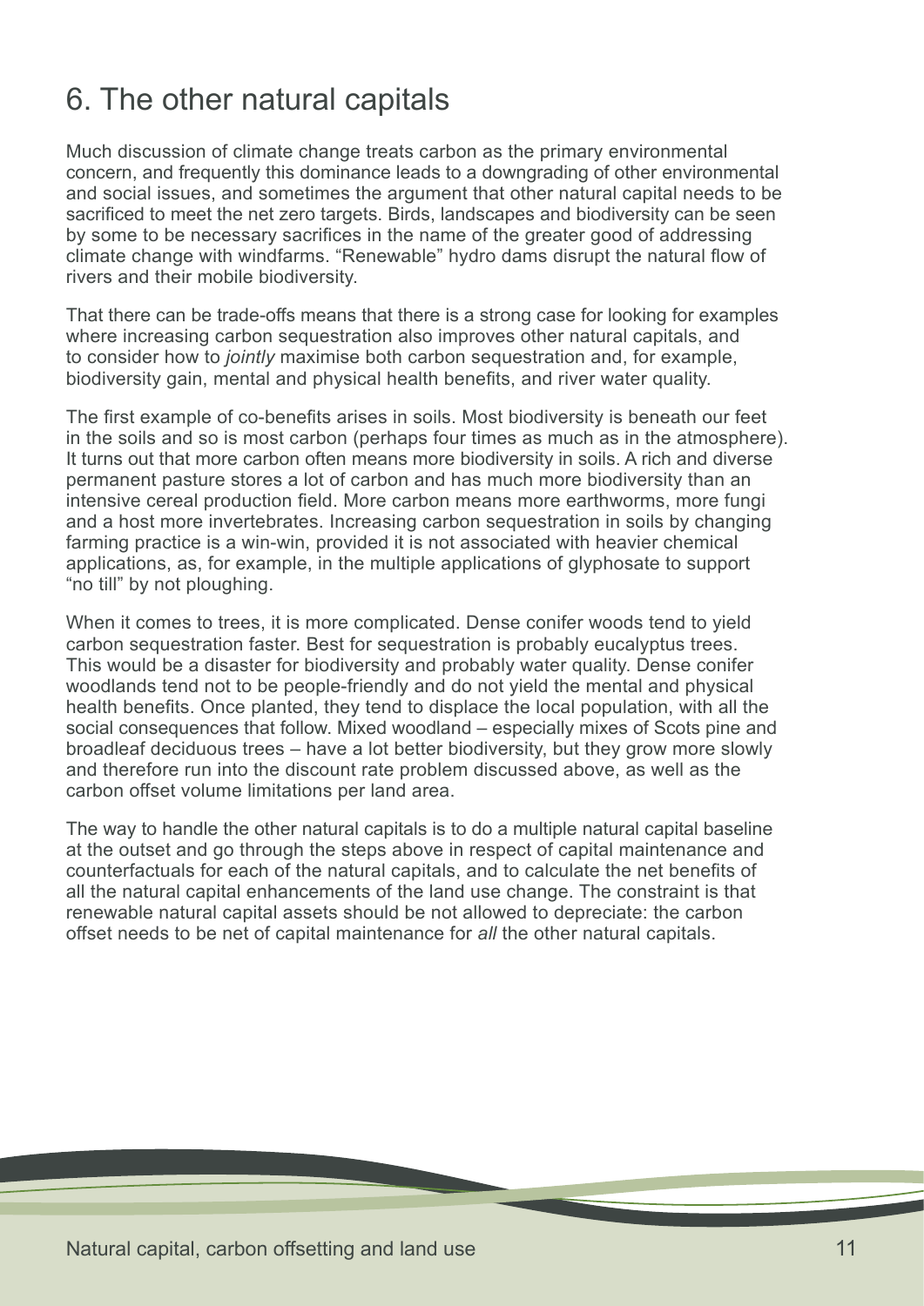# 6. The other natural capitals

Much discussion of climate change treats carbon as the primary environmental concern, and frequently this dominance leads to a downgrading of other environmental and social issues, and sometimes the argument that other natural capital needs to be sacrificed to meet the net zero targets. Birds, landscapes and biodiversity can be seen by some to be necessary sacrifices in the name of the greater good of addressing climate change with windfarms. “Renewable” hydro dams disrupt the natural flow of rivers and their mobile biodiversity.

That there can be trade-offs means that there is a strong case for looking for examples where increasing carbon sequestration also improves other natural capitals, and to consider how to *jointly* maximise both carbon sequestration and, for example, biodiversity gain, mental and physical health benefits, and river water quality.

The first example of co-benefits arises in soils. Most biodiversity is beneath our feet in the soils and so is most carbon (perhaps four times as much as in the atmosphere). It turns out that more carbon often means more biodiversity in soils. A rich and diverse permanent pasture stores a lot of carbon and has much more biodiversity than an intensive cereal production field. More carbon means more earthworms, more fungi and a host more invertebrates. Increasing carbon sequestration in soils by changing farming practice is a win-win, provided it is not associated with heavier chemical applications, as, for example, in the multiple applications of glyphosate to support “no till” by not ploughing.

When it comes to trees, it is more complicated. Dense conifer woods tend to yield carbon sequestration faster. Best for sequestration is probably eucalyptus trees. This would be a disaster for biodiversity and probably water quality. Dense conifer woodlands tend not to be people-friendly and do not yield the mental and physical health benefits. Once planted, they tend to displace the local population, with all the social consequences that follow. Mixed woodland – especially mixes of Scots pine and broadleaf deciduous trees – have a lot better biodiversity, but they grow more slowly and therefore run into the discount rate problem discussed above, as well as the carbon offset volume limitations per land area.

The way to handle the other natural capitals is to do a multiple natural capital baseline at the outset and go through the steps above in respect of capital maintenance and counterfactuals for each of the natural capitals, and to calculate the net benefits of all the natural capital enhancements of the land use change. The constraint is that renewable natural capital assets should be not allowed to depreciate: the carbon offset needs to be net of capital maintenance for *all* the other natural capitals.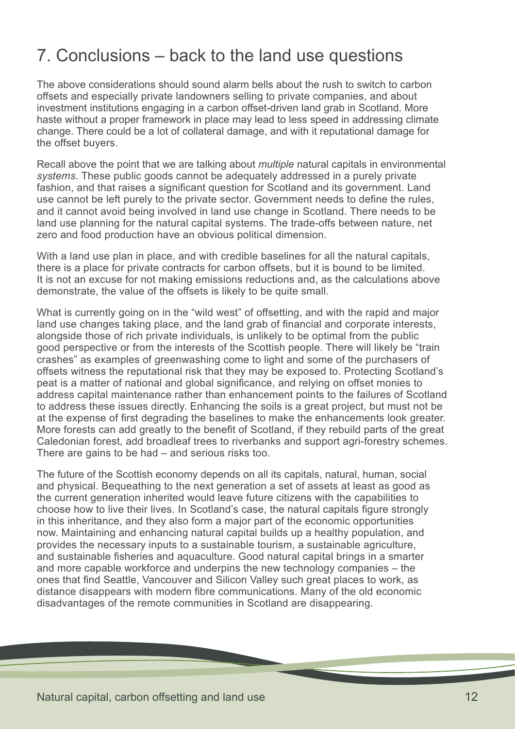# 7. Conclusions – back to the land use questions

The above considerations should sound alarm bells about the rush to switch to carbon offsets and especially private landowners selling to private companies, and about investment institutions engaging in a carbon offset-driven land grab in Scotland. More haste without a proper framework in place may lead to less speed in addressing climate change. There could be a lot of collateral damage, and with it reputational damage for the offset buyers.

Recall above the point that we are talking about *multiple* natural capitals in environmental *systems*. These public goods cannot be adequately addressed in a purely private fashion, and that raises a significant question for Scotland and its government. Land use cannot be left purely to the private sector. Government needs to define the rules, and it cannot avoid being involved in land use change in Scotland. There needs to be land use planning for the natural capital systems. The trade-offs between nature, net zero and food production have an obvious political dimension.

With a land use plan in place, and with credible baselines for all the natural capitals, there is a place for private contracts for carbon offsets, but it is bound to be limited. It is not an excuse for not making emissions reductions and, as the calculations above demonstrate, the value of the offsets is likely to be quite small.

What is currently going on in the "wild west" of offsetting, and with the rapid and major land use changes taking place, and the land grab of financial and corporate interests, alongside those of rich private individuals, is unlikely to be optimal from the public good perspective or from the interests of the Scottish people. There will likely be "train crashes" as examples of greenwashing come to light and some of the purchasers of offsets witness the reputational risk that they may be exposed to. Protecting Scotland's peat is a matter of national and global significance, and relying on offset monies to address capital maintenance rather than enhancement points to the failures of Scotland to address these issues directly. Enhancing the soils is a great project, but must not be at the expense of first degrading the baselines to make the enhancements look greater. More forests can add greatly to the benefit of Scotland, if they rebuild parts of the great Caledonian forest, add broadleaf trees to riverbanks and support agri-forestry schemes. There are gains to be had – and serious risks too.

The future of the Scottish economy depends on all its capitals, natural, human, social and physical. Bequeathing to the next generation a set of assets at least as good as the current generation inherited would leave future citizens with the capabilities to choose how to live their lives. In Scotland's case, the natural capitals figure strongly in this inheritance, and they also form a major part of the economic opportunities now. Maintaining and enhancing natural capital builds up a healthy population, and provides the necessary inputs to a sustainable tourism, a sustainable agriculture, and sustainable fisheries and aquaculture. Good natural capital brings in a smarter and more capable workforce and underpins the new technology companies – the ones that find Seattle, Vancouver and Silicon Valley such great places to work, as distance disappears with modern fibre communications. Many of the old economic disadvantages of the remote communities in Scotland are disappearing.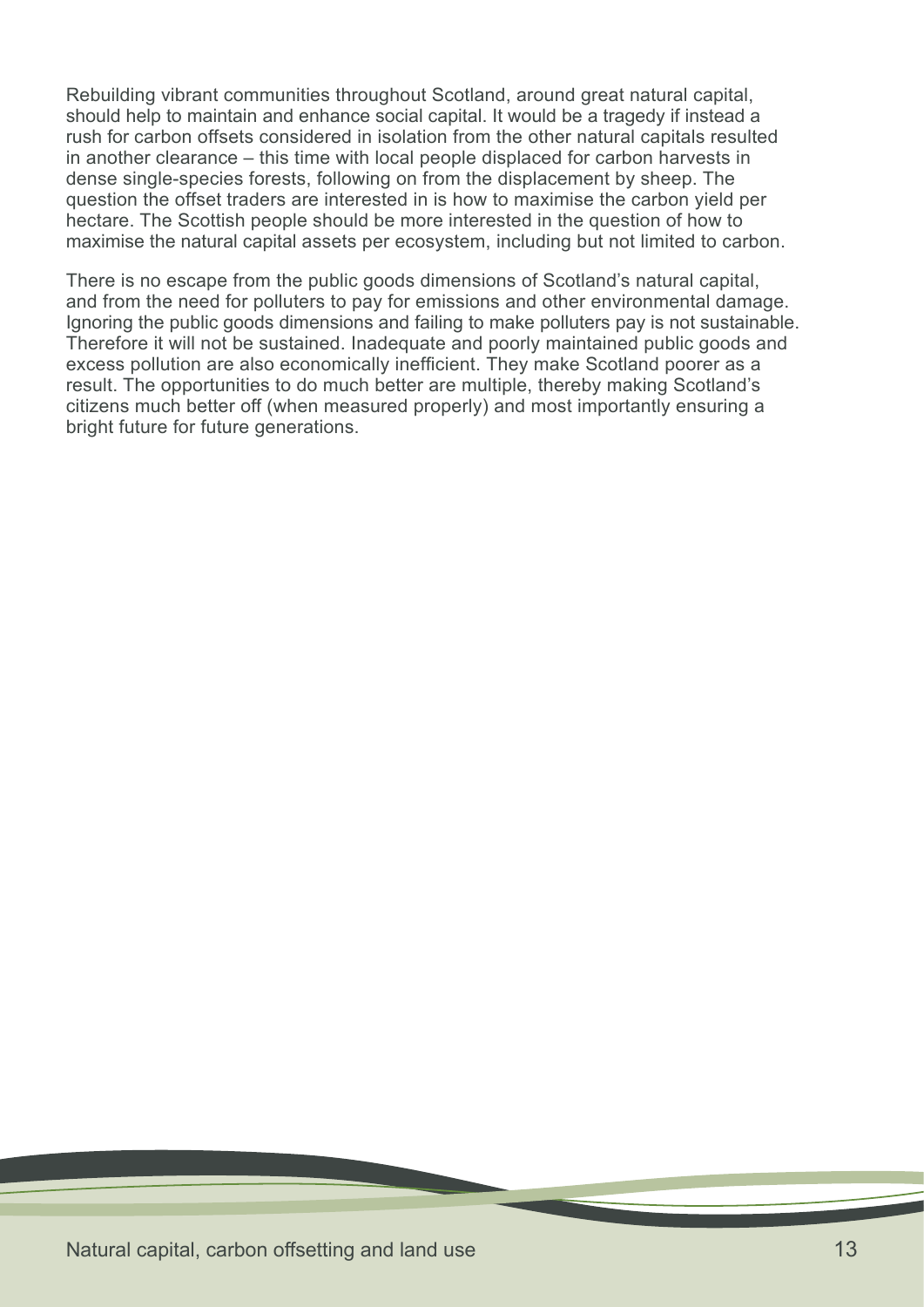Rebuilding vibrant communities throughout Scotland, around great natural capital, should help to maintain and enhance social capital. It would be a tragedy if instead a rush for carbon offsets considered in isolation from the other natural capitals resulted in another clearance – this time with local people displaced for carbon harvests in dense single-species forests, following on from the displacement by sheep. The question the offset traders are interested in is how to maximise the carbon yield per hectare. The Scottish people should be more interested in the question of how to maximise the natural capital assets per ecosystem, including but not limited to carbon.

There is no escape from the public goods dimensions of Scotland's natural capital, and from the need for polluters to pay for emissions and other environmental damage. Ignoring the public goods dimensions and failing to make polluters pay is not sustainable. Therefore it will not be sustained. Inadequate and poorly maintained public goods and excess pollution are also economically inefficient. They make Scotland poorer as a result. The opportunities to do much better are multiple, thereby making Scotland's citizens much better off (when measured properly) and most importantly ensuring a bright future for future generations.